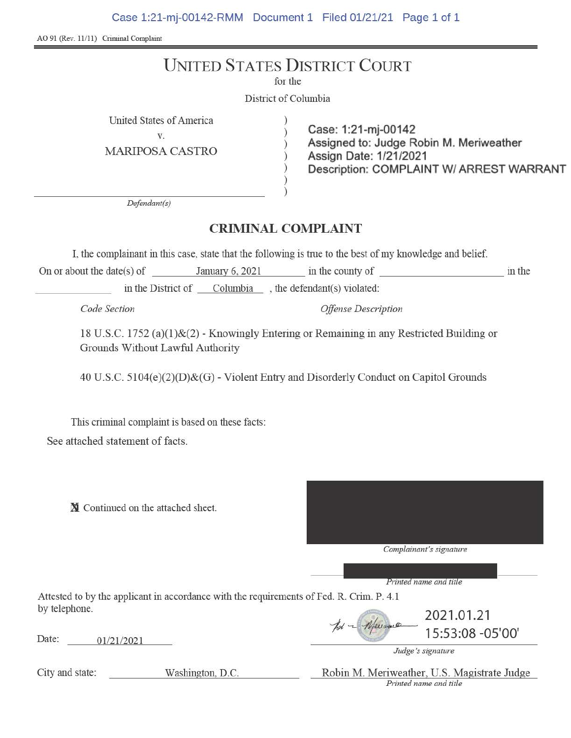AO 91 (Rev. 11/11) Criminal Complaint

# UNITED STATES DISTRICT COURT

for the

District of Columbia

United States of America
v.
MARIPOSA CASTRO

*Defendant(s)*

Case: 1:21-mj-00142
Assigned to: Judge Robin M. Meriweather
Assign Date: 1/21/2021
Description: COMPLAINT W/ ARREST WARRANT

## CRIMINAL COMPLAINT

I, the complainant in this case, state that the following is true to the best of my knowledge and belief.

On or about the date(s) of January 6, 2021 in the county of ______________ in the ______________ in the District of Columbia , the defendant(s) violated:

| *Code Section* | *Offense Description* |
|---|---|

18 U.S.C. 1752 (a)(1)&(2) - Knowingly Entering or Remaining in any Restricted Building or Grounds Without Lawful Authority

40 U.S.C. 5104(e)(2)(D)&(G) - Violent Entry and Disorderly Conduct on Capitol Grounds

This criminal complaint is based on these facts:

See attached statement of facts.

☒ Continued on the attached sheet.

[REDACTED]
*Complainant's signature*

[REDACTED]
*Printed name and title*

Attested to by the applicant in accordance with the requirements of Fed. R. Crim. P. 4.1 by telephone.

Date: 01/21/2021

2021.01.21 15:53:08 -05'00'
*Judge's signature*

City and state: Washington, D.C.

Robin M. Meriweather, U.S. Magistrate Judge
*Printed name and title*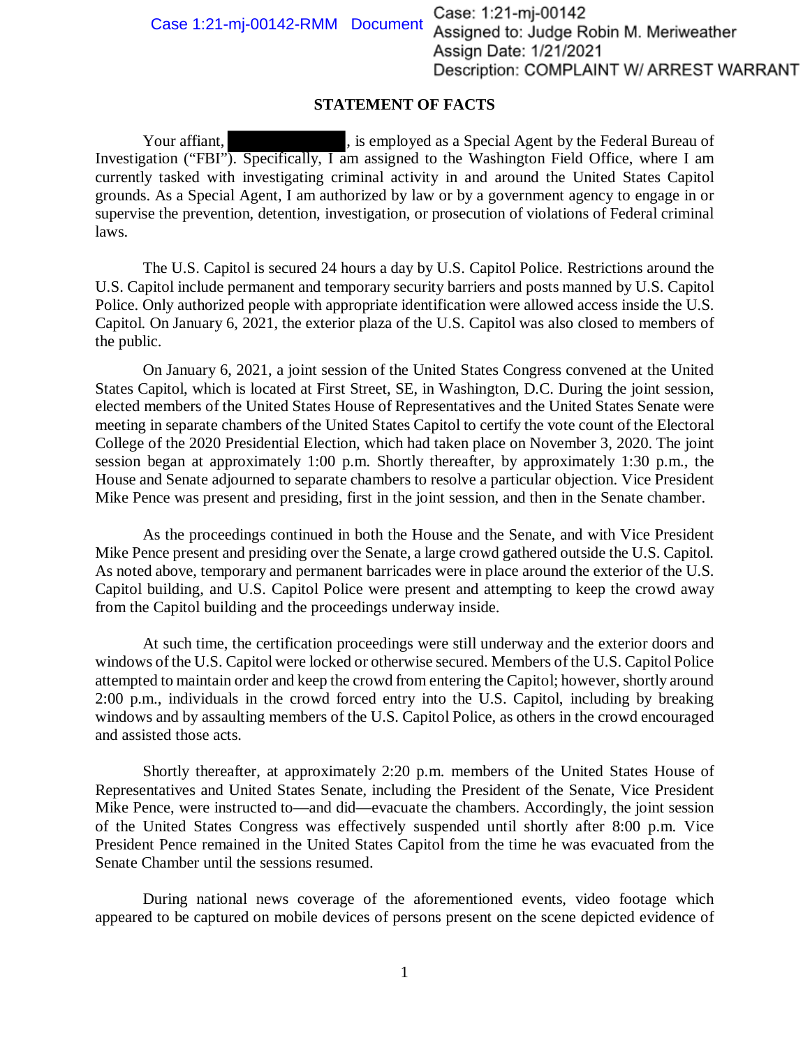## STATEMENT OF FACTS

Your affiant, [REDACTED], is employed as a Special Agent by the Federal Bureau of Investigation ("FBI"). Specifically, I am assigned to the Washington Field Office, where I am currently tasked with investigating criminal activity in and around the United States Capitol grounds. As a Special Agent, I am authorized by law or by a government agency to engage in or supervise the prevention, detention, investigation, or prosecution of violations of Federal criminal laws.

The U.S. Capitol is secured 24 hours a day by U.S. Capitol Police. Restrictions around the U.S. Capitol include permanent and temporary security barriers and posts manned by U.S. Capitol Police. Only authorized people with appropriate identification were allowed access inside the U.S. Capitol. On January 6, 2021, the exterior plaza of the U.S. Capitol was also closed to members of the public.

On January 6, 2021, a joint session of the United States Congress convened at the United States Capitol, which is located at First Street, SE, in Washington, D.C. During the joint session, elected members of the United States House of Representatives and the United States Senate were meeting in separate chambers of the United States Capitol to certify the vote count of the Electoral College of the 2020 Presidential Election, which had taken place on November 3, 2020. The joint session began at approximately 1:00 p.m. Shortly thereafter, by approximately 1:30 p.m., the House and Senate adjourned to separate chambers to resolve a particular objection. Vice President Mike Pence was present and presiding, first in the joint session, and then in the Senate chamber.

As the proceedings continued in both the House and the Senate, and with Vice President Mike Pence present and presiding over the Senate, a large crowd gathered outside the U.S. Capitol. As noted above, temporary and permanent barricades were in place around the exterior of the U.S. Capitol building, and U.S. Capitol Police were present and attempting to keep the crowd away from the Capitol building and the proceedings underway inside.

At such time, the certification proceedings were still underway and the exterior doors and windows of the U.S. Capitol were locked or otherwise secured. Members of the U.S. Capitol Police attempted to maintain order and keep the crowd from entering the Capitol; however, shortly around 2:00 p.m., individuals in the crowd forced entry into the U.S. Capitol, including by breaking windows and by assaulting members of the U.S. Capitol Police, as others in the crowd encouraged and assisted those acts.

Shortly thereafter, at approximately 2:20 p.m. members of the United States House of Representatives and United States Senate, including the President of the Senate, Vice President Mike Pence, were instructed to—and did—evacuate the chambers. Accordingly, the joint session of the United States Congress was effectively suspended until shortly after 8:00 p.m. Vice President Pence remained in the United States Capitol from the time he was evacuated from the Senate Chamber until the sessions resumed.

During national news coverage of the aforementioned events, video footage which appeared to be captured on mobile devices of persons present on the scene depicted evidence of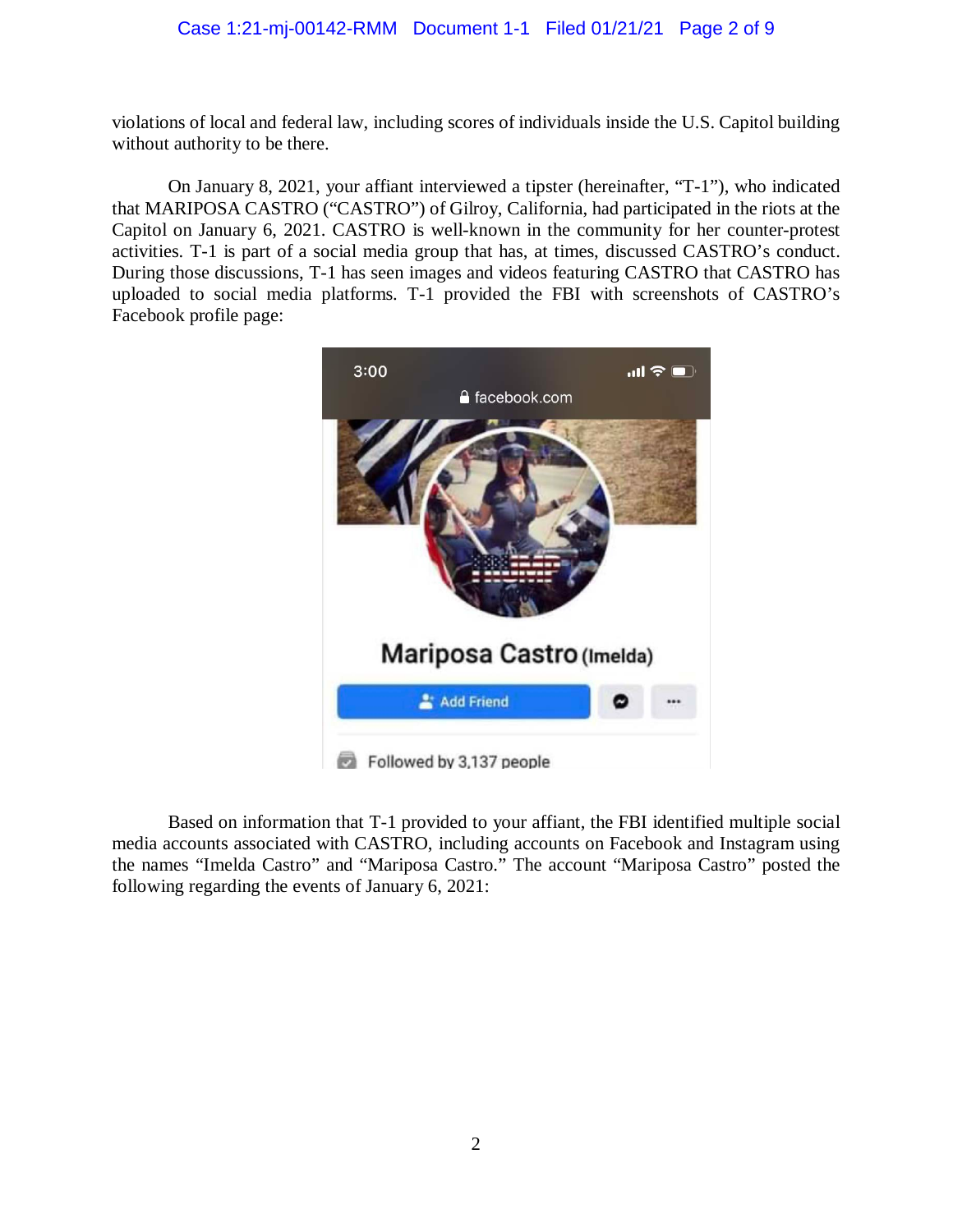violations of local and federal law, including scores of individuals inside the U.S. Capitol building without authority to be there.

On January 8, 2021, your affiant interviewed a tipster (hereinafter, "T-1"), who indicated that MARIPOSA CASTRO ("CASTRO") of Gilroy, California, had participated in the riots at the Capitol on January 6, 2021. CASTRO is well-known in the community for her counter-protest activities. T-1 is part of a social media group that has, at times, discussed CASTRO's conduct. During those discussions, T-1 has seen images and videos featuring CASTRO that CASTRO has uploaded to social media platforms. T-1 provided the FBI with screenshots of CASTRO's Facebook profile page:

Based on information that T-1 provided to your affiant, the FBI identified multiple social media accounts associated with CASTRO, including accounts on Facebook and Instagram using the names "Imelda Castro" and "Mariposa Castro." The account "Mariposa Castro" posted the following regarding the events of January 6, 2021: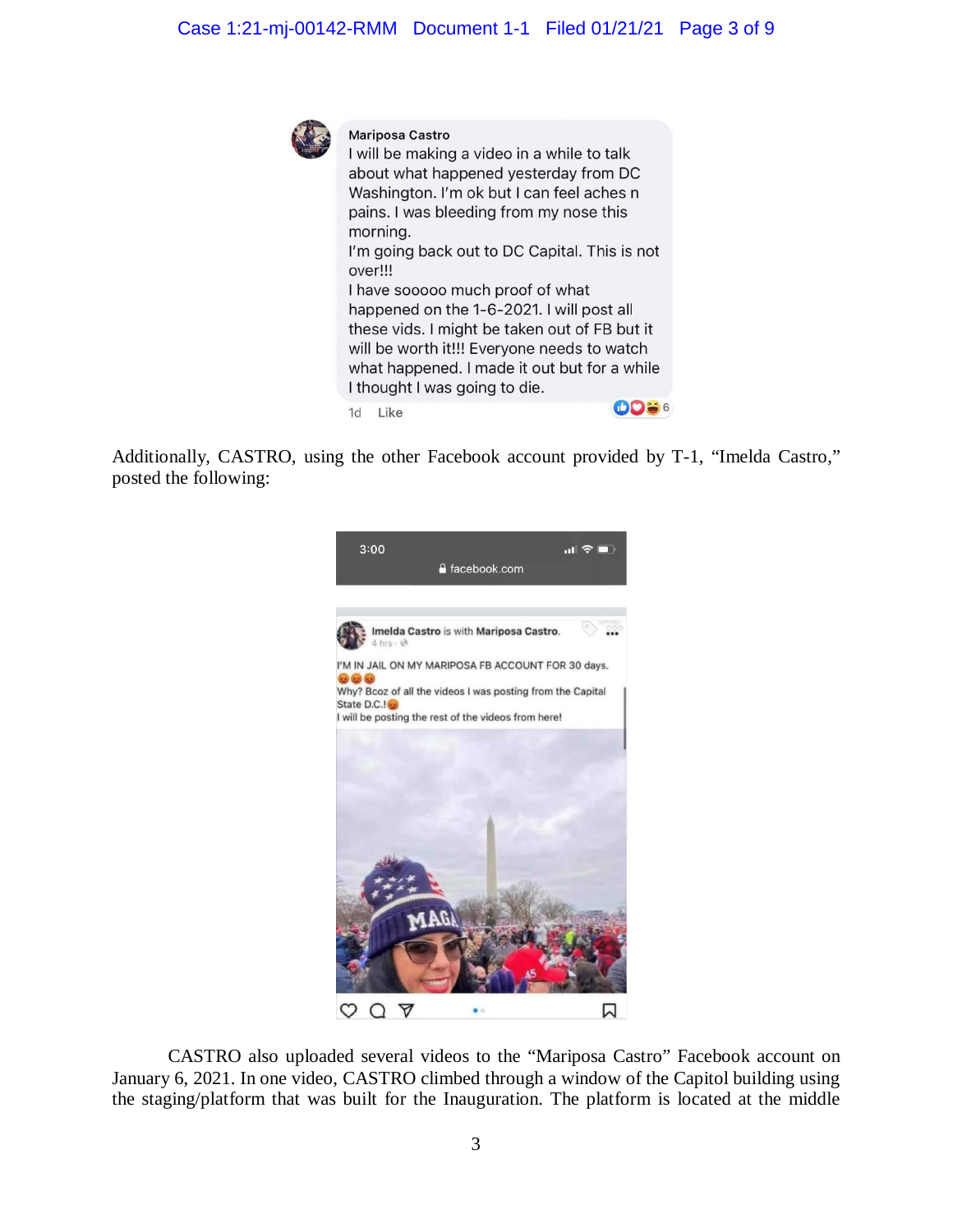Mariposa Castro
I will be making a video in a while to talk about what happened yesterday from DC Washington. I'm ok but I can feel aches n pains. I was bleeding from my nose this morning.
I'm going back out to DC Capital. This is not over!!!
I have sooooo much proof of what happened on the 1-6-2021. I will post all these vids. I might be taken out of FB but it will be worth it!!! Everyone needs to watch what happened. I made it out but for a while I thought I was going to die.
1d Like 6

Additionally, CASTRO, using the other Facebook account provided by T-1, "Imelda Castro," posted the following:

3:00
facebook.com

Imelda Castro is with Mariposa Castro.
4 hrs

I'M IN JAIL ON MY MARIPOSA FB ACCOUNT FOR 30 days.
Why? Bcoz of all the videos I was posting from the Capital State D.C.!
I will be posting the rest of the videos from here!

CASTRO also uploaded several videos to the "Mariposa Castro" Facebook account on January 6, 2021. In one video, CASTRO climbed through a window of the Capitol building using the staging/platform that was built for the Inauguration. The platform is located at the middle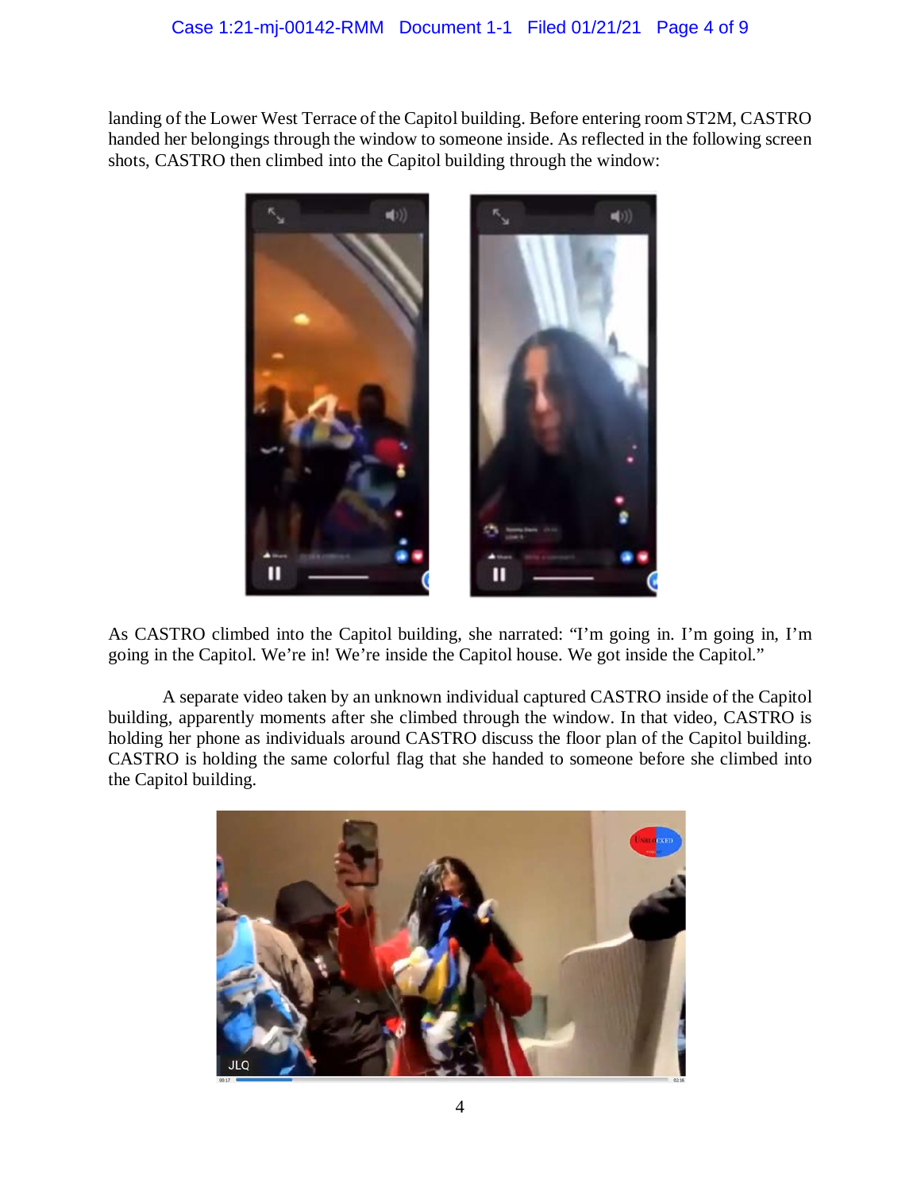landing of the Lower West Terrace of the Capitol building. Before entering room ST2M, CASTRO handed her belongings through the window to someone inside. As reflected in the following screen shots, CASTRO then climbed into the Capitol building through the window:

As CASTRO climbed into the Capitol building, she narrated: "I'm going in. I'm going in, I'm going in the Capitol. We're in! We're inside the Capitol house. We got inside the Capitol."

A separate video taken by an unknown individual captured CASTRO inside of the Capitol building, apparently moments after she climbed through the window. In that video, CASTRO is holding her phone as individuals around CASTRO discuss the floor plan of the Capitol building. CASTRO is holding the same colorful flag that she handed to someone before she climbed into the Capitol building.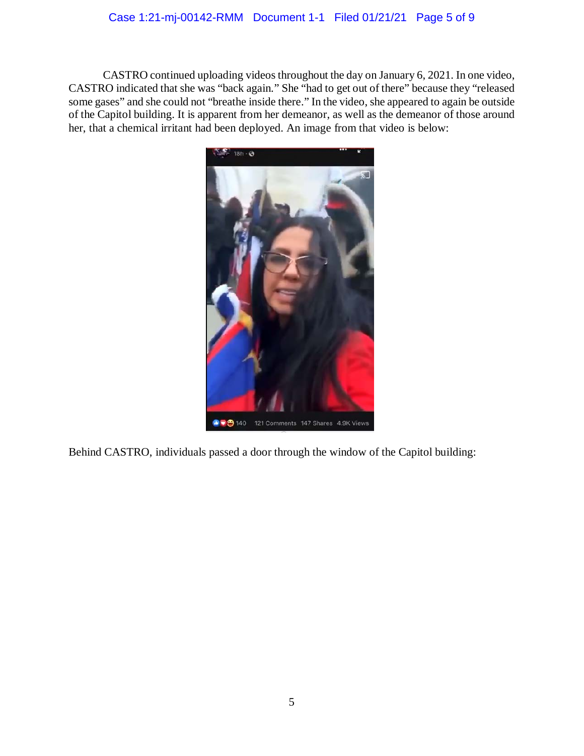CASTRO continued uploading videos throughout the day on January 6, 2021. In one video, CASTRO indicated that she was "back again." She "had to get out of there" because they "released some gases" and she could not "breathe inside there." In the video, she appeared to again be outside of the Capitol building. It is apparent from her demeanor, as well as the demeanor of those around her, that a chemical irritant had been deployed. An image from that video is below:

Behind CASTRO, individuals passed a door through the window of the Capitol building: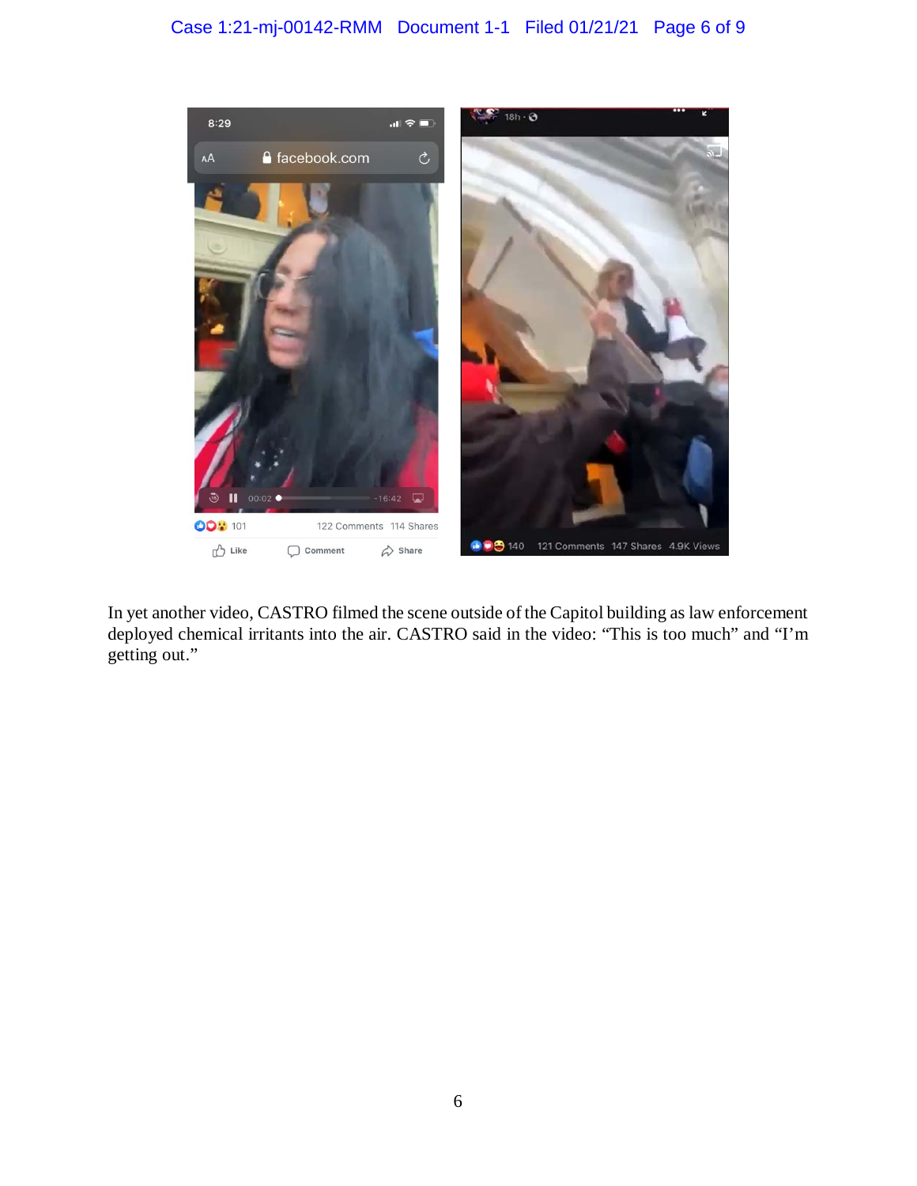In yet another video, CASTRO filmed the scene outside of the Capitol building as law enforcement deployed chemical irritants into the air. CASTRO said in the video: "This is too much" and "I'm getting out."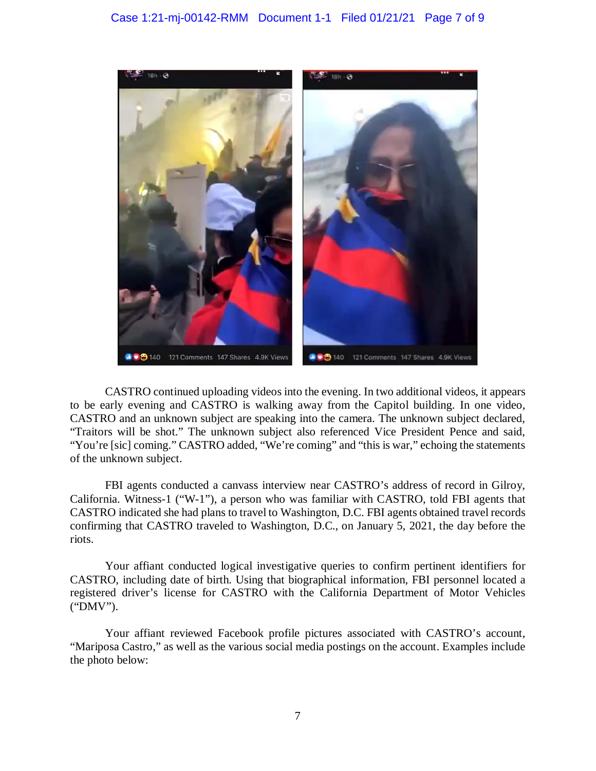CASTRO continued uploading videos into the evening. In two additional videos, it appears to be early evening and CASTRO is walking away from the Capitol building. In one video, CASTRO and an unknown subject are speaking into the camera. The unknown subject declared, "Traitors will be shot." The unknown subject also referenced Vice President Pence and said, "You're [sic] coming." CASTRO added, "We're coming" and "this is war," echoing the statements of the unknown subject.

FBI agents conducted a canvass interview near CASTRO's address of record in Gilroy, California. Witness-1 ("W-1"), a person who was familiar with CASTRO, told FBI agents that CASTRO indicated she had plans to travel to Washington, D.C. FBI agents obtained travel records confirming that CASTRO traveled to Washington, D.C., on January 5, 2021, the day before the riots.

Your affiant conducted logical investigative queries to confirm pertinent identifiers for CASTRO, including date of birth. Using that biographical information, FBI personnel located a registered driver's license for CASTRO with the California Department of Motor Vehicles ("DMV").

Your affiant reviewed Facebook profile pictures associated with CASTRO's account, "Mariposa Castro," as well as the various social media postings on the account. Examples include the photo below: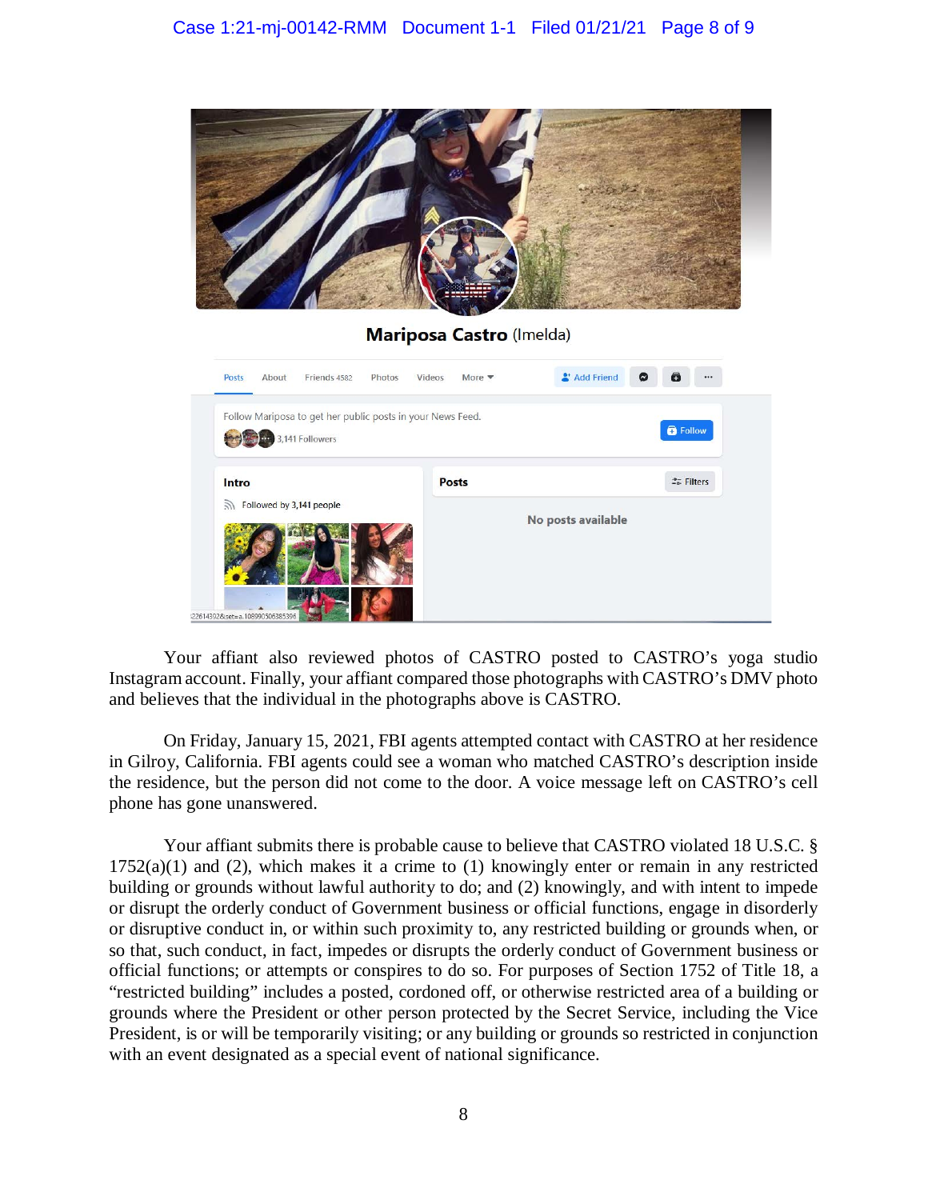Your affiant also reviewed photos of CASTRO posted to CASTRO's yoga studio Instagram account. Finally, your affiant compared those photographs with CASTRO's DMV photo and believes that the individual in the photographs above is CASTRO.

On Friday, January 15, 2021, FBI agents attempted contact with CASTRO at her residence in Gilroy, California. FBI agents could see a woman who matched CASTRO's description inside the residence, but the person did not come to the door. A voice message left on CASTRO's cell phone has gone unanswered.

Your affiant submits there is probable cause to believe that CASTRO violated 18 U.S.C. § 1752(a)(1) and (2), which makes it a crime to (1) knowingly enter or remain in any restricted building or grounds without lawful authority to do; and (2) knowingly, and with intent to impede or disrupt the orderly conduct of Government business or official functions, engage in disorderly or disruptive conduct in, or within such proximity to, any restricted building or grounds when, or so that, such conduct, in fact, impedes or disrupts the orderly conduct of Government business or official functions; or attempts or conspires to do so. For purposes of Section 1752 of Title 18, a "restricted building" includes a posted, cordoned off, or otherwise restricted area of a building or grounds where the President or other person protected by the Secret Service, including the Vice President, is or will be temporarily visiting; or any building or grounds so restricted in conjunction with an event designated as a special event of national significance.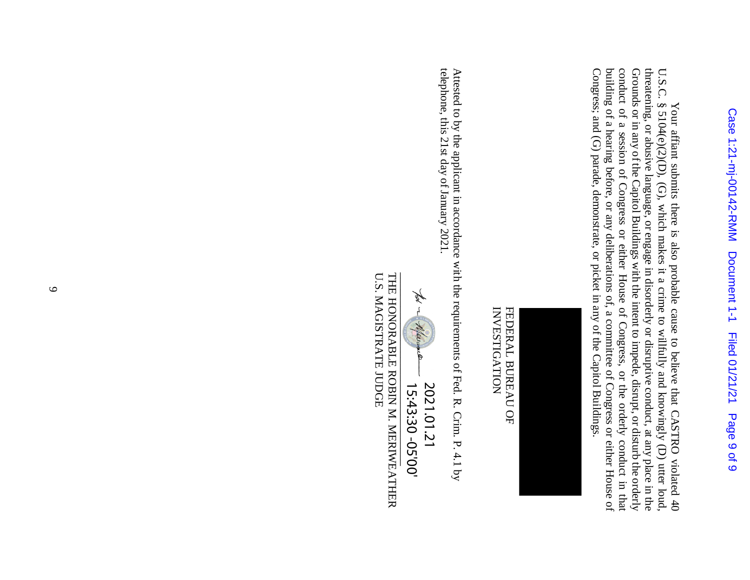Your affiant submits there is also probable cause to believe that CASTRO violated 40 U.S.C. § 5104(e)(2)(D), (G), which makes it a crime to willfully and knowingly (D) utter loud, threatening, or abusive language, or engage in disorderly or disruptive conduct, at any place in the Grounds or in any of the Capitol Buildings with the intent to impede, disrupt, or disturb the orderly conduct of a session of Congress or either House of Congress, or the orderly conduct in that building of a hearing before, or any deliberations of, a committee of Congress or either House of Congress; and (G) parade, demonstrate, or picket in any of the Capitol Buildings.

FEDERAL BUREAU OF INVESTIGATION

Attested to by the applicant in accordance with the requirements of Fed. R. Crim. P. 4.1 by telephone, this 21st day of January 2021.

2021.01.21 15:43:30 -05'00'

THE HONORABLE ROBIN M. MERIWEATHER
U.S. MAGISTRATE JUDGE